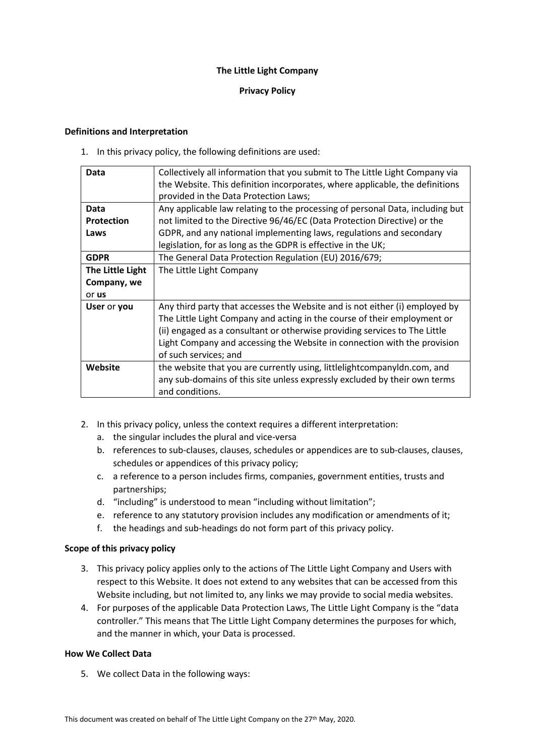**The Little Light Company**

**Privacy Policy**

**Definitions and Interpretation**

1. In this privacy policy, the following definitions are used:

| | |
|---|---|
| **Data** | Collectively all information that you submit to The Little Light Company via the Website. This definition incorporates, where applicable, the definitions provided in the Data Protection Laws; |
| **Data Protection Laws** | Any applicable law relating to the processing of personal Data, including but not limited to the Directive 96/46/EC (Data Protection Directive) or the GDPR, and any national implementing laws, regulations and secondary legislation, for as long as the GDPR is effective in the UK; |
| **GDPR** | The General Data Protection Regulation (EU) 2016/679; |
| **The Little Light Company, we** or **us** | The Little Light Company |
| **User** or **you** | Any third party that accesses the Website and is not either (i) employed by The Little Light Company and acting in the course of their employment or (ii) engaged as a consultant or otherwise providing services to The Little Light Company and accessing the Website in connection with the provision of such services; and |
| **Website** | the website that you are currently using, littlelightcompanyldn.com, and any sub-domains of this site unless expressly excluded by their own terms and conditions. |

2. In this privacy policy, unless the context requires a different interpretation:
   a. the singular includes the plural and vice-versa
   b. references to sub-clauses, clauses, schedules or appendices are to sub-clauses, clauses, schedules or appendices of this privacy policy;
   c. a reference to a person includes firms, companies, government entities, trusts and partnerships;
   d. "including" is understood to mean "including without limitation";
   e. reference to any statutory provision includes any modification or amendments of it;
   f. the headings and sub-headings do not form part of this privacy policy.

**Scope of this privacy policy**

3. This privacy policy applies only to the actions of The Little Light Company and Users with respect to this Website. It does not extend to any websites that can be accessed from this Website including, but not limited to, any links we may provide to social media websites.
4. For purposes of the applicable Data Protection Laws, The Little Light Company is the "data controller." This means that The Little Light Company determines the purposes for which, and the manner in which, your Data is processed.

**How We Collect Data**

5. We collect Data in the following ways:

This document was created on behalf of The Little Light Company on the 27th May, 2020.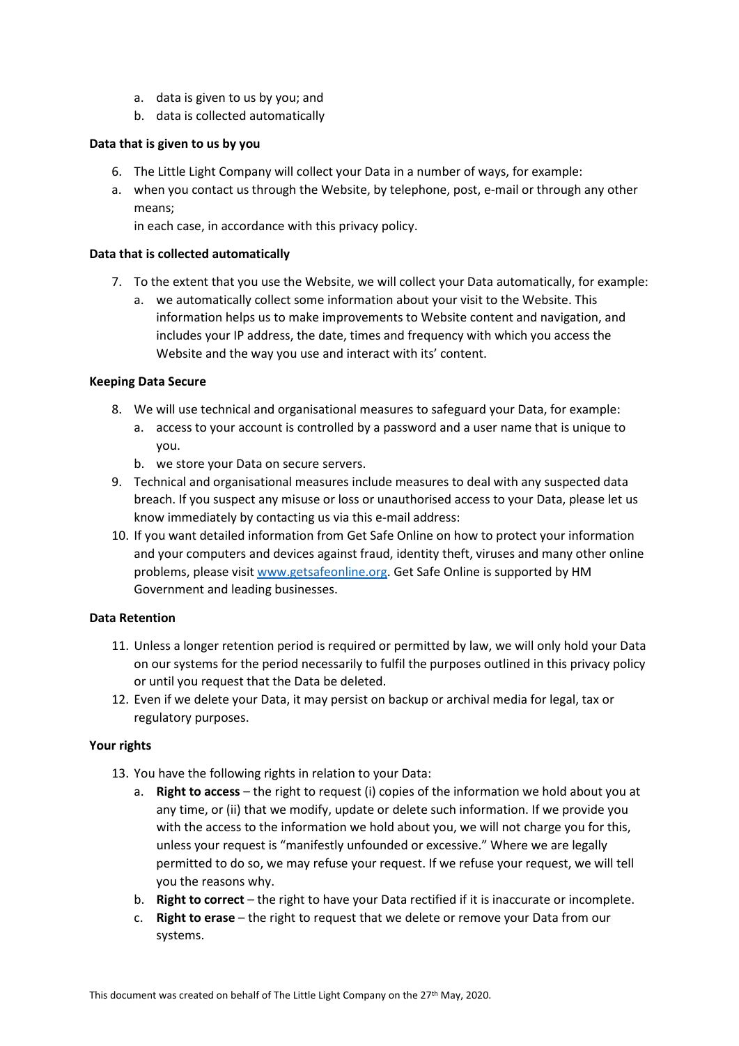a. data is given to us by you; and
b. data is collected automatically

**Data that is given to us by you**

6. The Little Light Company will collect your Data in a number of ways, for example:

a. when you contact us through the Website, by telephone, post, e-mail or through any other means;

   in each case, in accordance with this privacy policy.

**Data that is collected automatically**

7. To the extent that you use the Website, we will collect your Data automatically, for example:
   a. we automatically collect some information about your visit to the Website. This information helps us to make improvements to Website content and navigation, and includes your IP address, the date, times and frequency with which you access the Website and the way you use and interact with its' content.

**Keeping Data Secure**

8. We will use technical and organisational measures to safeguard your Data, for example:
   a. access to your account is controlled by a password and a user name that is unique to you.
   b. we store your Data on secure servers.
9. Technical and organisational measures include measures to deal with any suspected data breach. If you suspect any misuse or loss or unauthorised access to your Data, please let us know immediately by contacting us via this e-mail address:
10. If you want detailed information from Get Safe Online on how to protect your information and your computers and devices against fraud, identity theft, viruses and many other online problems, please visit [www.getsafeonline.org](www.getsafeonline.org). Get Safe Online is supported by HM Government and leading businesses.

**Data Retention**

11. Unless a longer retention period is required or permitted by law, we will only hold your Data on our systems for the period necessarily to fulfil the purposes outlined in this privacy policy or until you request that the Data be deleted.
12. Even if we delete your Data, it may persist on backup or archival media for legal, tax or regulatory purposes.

**Your rights**

13. You have the following rights in relation to your Data:
    a. **Right to access** – the right to request (i) copies of the information we hold about you at any time, or (ii) that we modify, update or delete such information. If we provide you with the access to the information we hold about you, we will not charge you for this, unless your request is "manifestly unfounded or excessive." Where we are legally permitted to do so, we may refuse your request. If we refuse your request, we will tell you the reasons why.
    b. **Right to correct** – the right to have your Data rectified if it is inaccurate or incomplete.
    c. **Right to erase** – the right to request that we delete or remove your Data from our systems.

This document was created on behalf of The Little Light Company on the 27th May, 2020.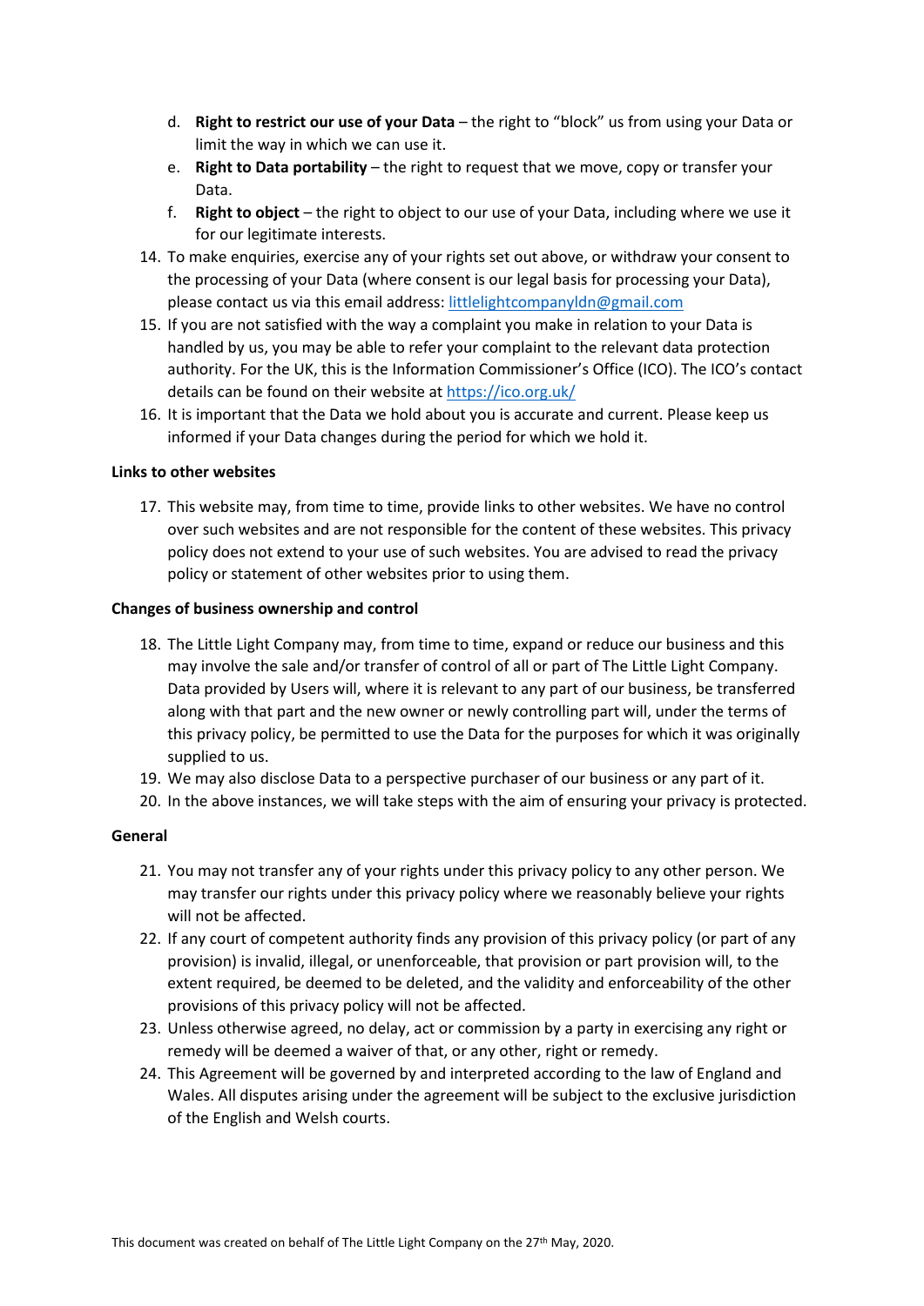d. **Right to restrict our use of your Data** – the right to "block" us from using your Data or limit the way in which we can use it.
   e. **Right to Data portability** – the right to request that we move, copy or transfer your Data.
   f. **Right to object** – the right to object to our use of your Data, including where we use it for our legitimate interests.

14. To make enquiries, exercise any of your rights set out above, or withdraw your consent to the processing of your Data (where consent is our legal basis for processing your Data), please contact us via this email address: littlelightcompanyldn@gmail.com
15. If you are not satisfied with the way a complaint you make in relation to your Data is handled by us, you may be able to refer your complaint to the relevant data protection authority. For the UK, this is the Information Commissioner's Office (ICO). The ICO's contact details can be found on their website at https://ico.org.uk/
16. It is important that the Data we hold about you is accurate and current. Please keep us informed if your Data changes during the period for which we hold it.

**Links to other websites**

17. This website may, from time to time, provide links to other websites. We have no control over such websites and are not responsible for the content of these websites. This privacy policy does not extend to your use of such websites. You are advised to read the privacy policy or statement of other websites prior to using them.

**Changes of business ownership and control**

18. The Little Light Company may, from time to time, expand or reduce our business and this may involve the sale and/or transfer of control of all or part of The Little Light Company. Data provided by Users will, where it is relevant to any part of our business, be transferred along with that part and the new owner or newly controlling part will, under the terms of this privacy policy, be permitted to use the Data for the purposes for which it was originally supplied to us.
19. We may also disclose Data to a perspective purchaser of our business or any part of it.
20. In the above instances, we will take steps with the aim of ensuring your privacy is protected.

**General**

21. You may not transfer any of your rights under this privacy policy to any other person. We may transfer our rights under this privacy policy where we reasonably believe your rights will not be affected.
22. If any court of competent authority finds any provision of this privacy policy (or part of any provision) is invalid, illegal, or unenforceable, that provision or part provision will, to the extent required, be deemed to be deleted, and the validity and enforceability of the other provisions of this privacy policy will not be affected.
23. Unless otherwise agreed, no delay, act or commission by a party in exercising any right or remedy will be deemed a waiver of that, or any other, right or remedy.
24. This Agreement will be governed by and interpreted according to the law of England and Wales. All disputes arising under the agreement will be subject to the exclusive jurisdiction of the English and Welsh courts.

This document was created on behalf of The Little Light Company on the 27th May, 2020.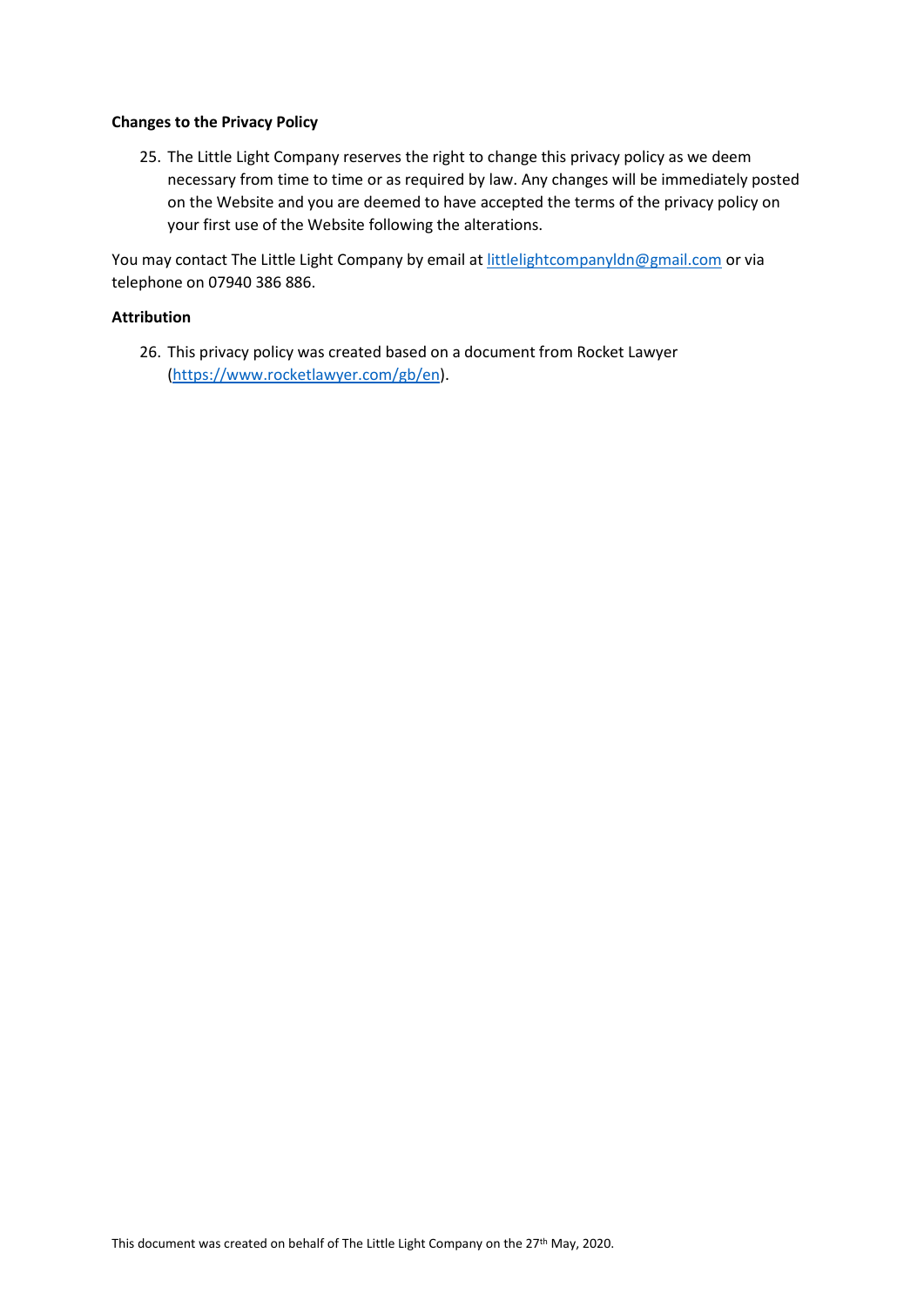**Changes to the Privacy Policy**

25. The Little Light Company reserves the right to change this privacy policy as we deem necessary from time to time or as required by law. Any changes will be immediately posted on the Website and you are deemed to have accepted the terms of the privacy policy on your first use of the Website following the alterations.

You may contact The Little Light Company by email at littlelightcompanyldn@gmail.com or via telephone on 07940 386 886.

**Attribution**

26. This privacy policy was created based on a document from Rocket Lawyer (https://www.rocketlawyer.com/gb/en).

This document was created on behalf of The Little Light Company on the 27th May, 2020.